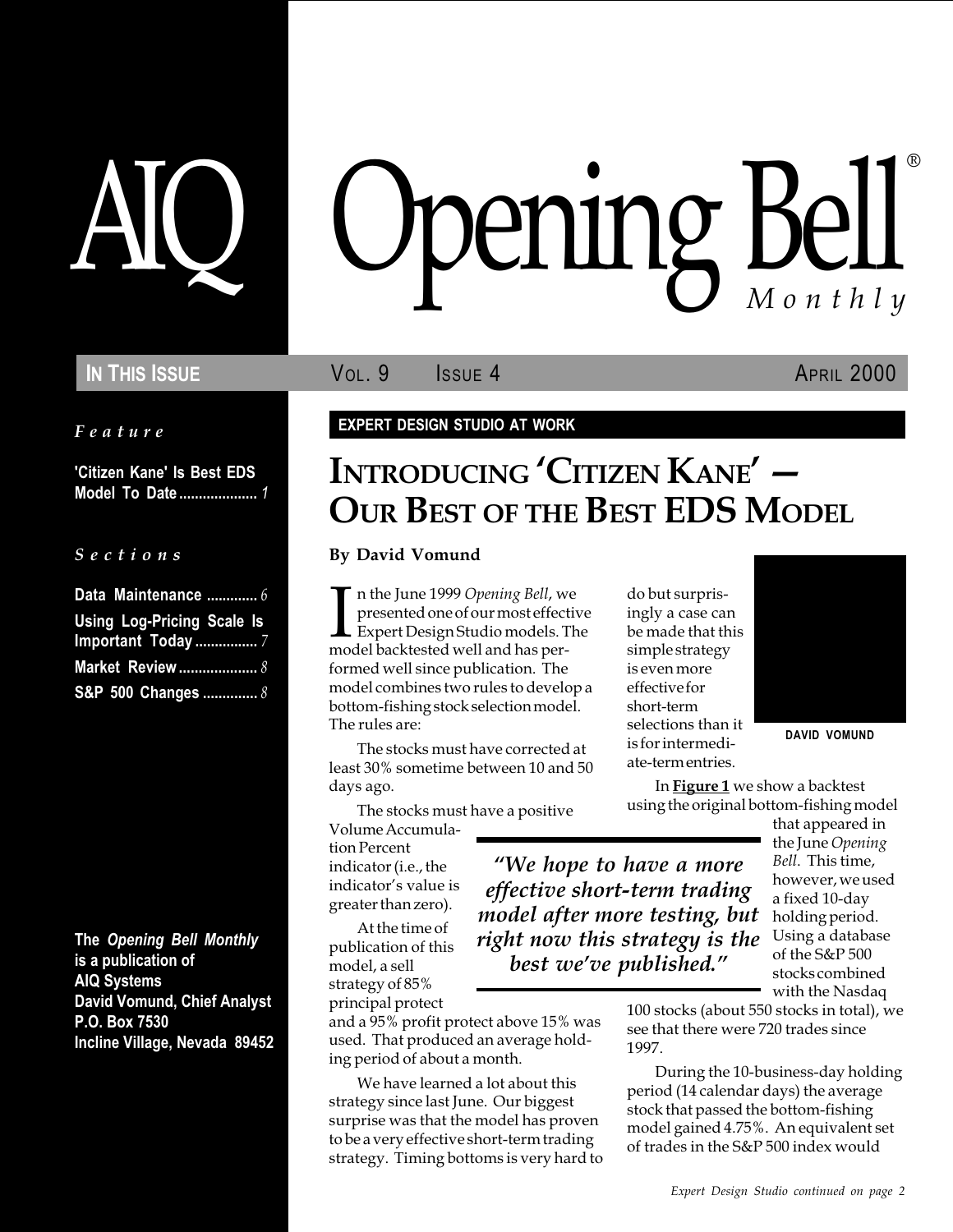# AIQ Opening Bell® Monthly

**IN THIS ISSUE** | VOL. 9 | ISSUE 4 | APRIL 2000

*Feature*

**'Citizen Kane' Is Best EDS Model To Date** .................... *1*

*Sections*

**Data Maintenance** ............. *6*
**Using Log-Pricing Scale Is Important Today** ................ *7*
**Market Review** .................... *8*
**S&P 500 Changes** .............. *8*

**The *Opening Bell Monthly* is a publication of AIQ Systems**
**David Vomund, Chief Analyst**
**P.O. Box 7530**
**Incline Village, Nevada 89452**

**EXPERT DESIGN STUDIO AT WORK**

## INTRODUCING 'CITIZEN KANE' — OUR BEST OF THE BEST EDS MODEL

**By David Vomund**

In the June 1999 *Opening Bell*, we presented one of our most effective Expert Design Studio models. The model backtested well and has performed well since publication. The model combines two rules to develop a bottom-fishing stock selection model. The rules are:

The stocks must have corrected at least 30% sometime between 10 and 50 days ago.

The stocks must have a positive Volume Accumulation Percent indicator (i.e., the indicator's value is greater than zero).

At the time of publication of this model, a sell strategy of 85% principal protect and a 95% profit protect above 15% was used. That produced an average holding period of about a month.

We have learned a lot about this strategy since last June. Our biggest surprise was that the model has proven to be a very effective short-term trading strategy. Timing bottoms is very hard to do but surprisingly a case can be made that this simple strategy is even more effective for short-term selections than it is for intermediate-term entries.

DAVID VOMUND

> *"We hope to have a more effective short-term trading model after more testing, but right now this strategy is the best we've published."*

In **Figure 1** we show a backtest using the original bottom-fishing model that appeared in the June *Opening Bell*. This time, however, we used a fixed 10-day holding period. Using a database of the S&P 500 stocks combined with the Nasdaq 100 stocks (about 550 stocks in total), we see that there were 720 trades since 1997.

During the 10-business-day holding period (14 calendar days) the average stock that passed the bottom-fishing model gained 4.75%. An equivalent set of trades in the S&P 500 index would

*Expert Design Studio continued on page 2*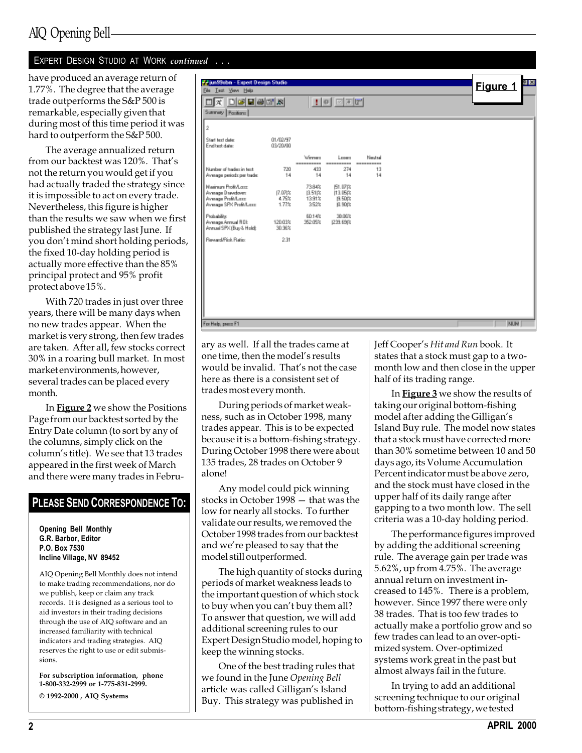## EXPERT DESIGN STUDIO AT WORK *continued* . . .

have produced an average return of 1.77%. The degree that the average trade outperforms the S&P 500 is remarkable, especially given that during most of this time period it was hard to outperform the S&P 500.

The average annualized return from our backtest was 120%. That's not the return you would get if you had actually traded the strategy since it is impossible to act on every trade. Nevertheless, this figure is higher than the results we saw when we first published the strategy last June. If you don't mind short holding periods, the fixed 10-day holding period is actually more effective than the 85% principal protect and 95% profit protect above 15%.

With 720 trades in just over three years, there will be many days when no new trades appear. When the market is very strong, then few trades are taken. After all, few stocks correct 30% in a roaring bull market. In most market environments, however, several trades can be placed every month.

In **Figure 2** we show the Positions Page from our backtest sorted by the Entry Date column (to sort by any of the columns, simply click on the column's title). We see that 13 trades appeared in the first week of March and there were many trades in February as well. If all the trades came at one time, then the model's results would be invalid. That's not the case here as there is a consistent set of trades most every month.

**Figure 1**

Start test date: 01/02/97
End test date: 03/20/00

| | | Winners | Losers | Neutral |
|---|---|---|---|---|
| Number of trades in test: | 720 | 433 | 274 | 13 |
| Average periods per trade: | 14 | 14 | 14 | 14 |
| Maximum Profit/Loss: | | 73.84% | (51.07)% | |
| Average Drawdown: | (7.07)% | (3.51)% | (13.05)% | |
| Average Profit/Loss: | 4.75% | 13.91% | (9.50)% | |
| Average SPX Profit/Loss: | 1.77% | 3.52% | (0.90)% | |
| Probability: | | 60.14% | 38.06% | |
| Average Annual ROI: | 120.03% | 352.05% | (239.69)% | |
| Annual SPX (Buy & Hold): | 30.36% | | | |
| Reward/Risk Ratio: | 2.31 | | | |

During periods of market weakness, such as in October 1998, many trades appear. This is to be expected because it is a bottom-fishing strategy. During October 1998 there were about 135 trades, 28 trades on October 9 alone!

Any model could pick winning stocks in October 1998 — that was the low for nearly all stocks. To further validate our results, we removed the October 1998 trades from our backtest and we're pleased to say that the model still outperformed.

The high quantity of stocks during periods of market weakness leads to the important question of which stock to buy when you can't buy them all? To answer that question, we will add additional screening rules to our Expert Design Studio model, hoping to keep the winning stocks.

One of the best trading rules that we found in the June *Opening Bell* article was called Gilligan's Island Buy. This strategy was published in Jeff Cooper's *Hit and Run* book. It states that a stock must gap to a two-month low and then close in the upper half of its trading range.

In **Figure 3** we show the results of taking our original bottom-fishing model after adding the Gilligan's Island Buy rule. The model now states that a stock must have corrected more than 30% sometime between 10 and 50 days ago, its Volume Accumulation Percent indicator must be above zero, and the stock must have closed in the upper half of its daily range after gapping to a two month low. The sell criteria was a 10-day holding period.

The performance figures improved by adding the additional screening rule. The average gain per trade was 5.62%, up from 4.75%. The average annual return on investment increased to 145%. There is a problem, however. Since 1997 there were only 38 trades. That is too few trades to actually make a portfolio grow and so few trades can lead to an over-optimized system. Over-optimized systems work great in the past but almost always fail in the future.

In trying to add an additional screening technique to our original bottom-fishing strategy, we tested

---

### PLEASE SEND CORRESPONDENCE TO:

**Opening Bell Monthly**
**G.R. Barbor, Editor**
**P.O. Box 7530**
**Incline Village, NV 89452**

AIQ Opening Bell Monthly does not intend to make trading recommendations, nor do we publish, keep or claim any track records. It is designed as a serious tool to aid investors in their trading decisions through the use of AIQ software and an increased familiarity with technical indicators and trading strategies. AIQ reserves the right to use or edit submissions.

**For subscription information, phone 1-800-332-2999 or 1-775-831-2999.**

**© 1992-2000 , AIQ Systems**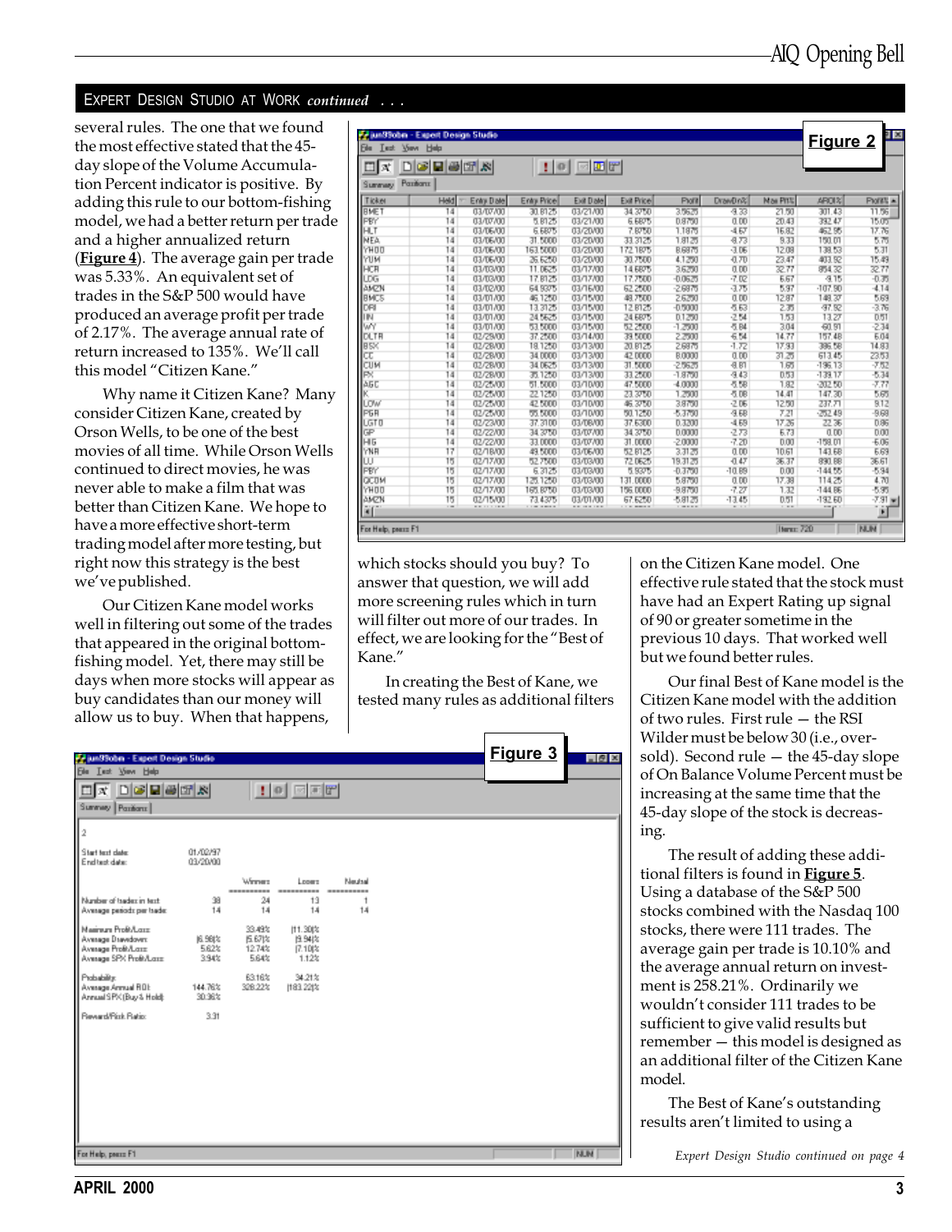## EXPERT DESIGN STUDIO AT WORK *continued . . .*

several rules. The one that we found the most effective stated that the 45-day slope of the Volume Accumulation Percent indicator is positive. By adding this rule to our bottom-fishing model, we had a better return per trade and a higher annualized return (**Figure 4**). The average gain per trade was 5.33%. An equivalent set of trades in the S&P 500 would have produced an average profit per trade of 2.17%. The average annual rate of return increased to 135%. We'll call this model "Citizen Kane."

Why name it Citizen Kane? Many consider Citizen Kane, created by Orson Wells, to be one of the best movies of all time. While Orson Wells continued to direct movies, he was never able to make a film that was better than Citizen Kane. We hope to have a more effective short-term trading model after more testing, but right now this strategy is the best we've published.

Our Citizen Kane model works well in filtering out some of the trades that appeared in the original bottom-fishing model. Yet, there may still be days when more stocks will appear as buy candidates than our money will allow us to buy. When that happens, which stocks should you buy? To answer that question, we will add more screening rules which in turn will filter out more of our trades. In effect, we are looking for the "Best of Kane."

In creating the Best of Kane, we tested many rules as additional filters on the Citizen Kane model. One effective rule stated that the stock must have had an Expert Rating up signal of 90 or greater sometime in the previous 10 days. That worked well but we found better rules.

Our final Best of Kane model is the Citizen Kane model with the addition of two rules. First rule — the RSI Wilder must be below 30 (i.e., oversold). Second rule — the 45-day slope of On Balance Volume Percent must be increasing at the same time that the 45-day slope of the stock is decreasing.

The result of adding these additional filters is found in **Figure 5**. Using a database of the S&P 500 stocks combined with the Nasdaq 100 stocks, there were 111 trades. The average gain per trade is 10.10% and the average annual return on investment is 258.21%. Ordinarily we wouldn't consider 111 trades to be sufficient to give valid results but remember — this model is designed as an additional filter of the Citizen Kane model.

The Best of Kane's outstanding results aren't limited to using a

*Expert Design Studio continued on page 4*

**Figure 2**

| Ticker | Held | Entry Date | Entry Price | Exit Date | Exit Price | Profit | DrawDn% | Max Pft% | ARO% | Profit% |
|---|---|---|---|---|---|---|---|---|---|---|
| BMET | 14 | 03/07/00 | 30.8125 | 03/21/00 | 34.3750 | 3.5625 | -9.33 | 21.50 | 301.43 | 11.56 |
| PBY | 14 | 03/07/00 | 5.8125 | 03/21/00 | 6.6875 | 0.8750 | 0.00 | 20.43 | 392.47 | 15.05 |
| HLT | 14 | 03/06/00 | 6.6875 | 03/20/00 | 7.8750 | 1.1875 | -4.67 | 16.82 | 462.95 | 17.76 |
| MEA | 14 | 03/06/00 | 31.5000 | 03/20/00 | 33.3125 | 1.8125 | -8.73 | 9.33 | 150.01 | 5.75 |
| YHOO | 14 | 03/06/00 | 163.5000 | 03/20/00 | 172.1875 | 8.6875 | -3.06 | 12.08 | 138.53 | 5.31 |
| YUM | 14 | 03/06/00 | 26.6250 | 03/20/00 | 30.7500 | 4.1250 | -0.70 | 23.47 | 403.92 | 15.49 |
| HCR | 14 | 03/03/00 | 11.0625 | 03/17/00 | 14.6875 | 3.6250 | 0.00 | 32.77 | 854.32 | 32.77 |
| LDG | 14 | 03/03/00 | 17.8125 | 03/17/00 | 17.7500 | -0.0625 | -7.02 | 6.67 | -9.15 | -0.35 |
| AMZN | 14 | 03/02/00 | 64.9375 | 03/16/00 | 62.2500 | -2.6875 | -3.75 | 5.97 | -107.90 | -4.14 |
| BMCS | 14 | 03/01/00 | 46.1250 | 03/15/00 | 48.7500 | 2.6250 | 0.00 | 12.87 | 148.37 | 5.69 |
| DRI | 14 | 03/01/00 | 13.3125 | 03/15/00 | 12.8125 | -0.5000 | -5.63 | 2.35 | -97.92 | -3.76 |
| IN | 14 | 03/01/00 | 24.5625 | 03/15/00 | 24.6875 | 0.1250 | -2.54 | 1.53 | 13.27 | 0.51 |
| WY | 14 | 03/01/00 | 53.5000 | 03/15/00 | 52.2500 | -1.2500 | -5.84 | 3.04 | -60.91 | -2.34 |
| DLTR | 14 | 02/29/00 | 37.2500 | 03/14/00 | 39.5000 | 2.2500 | -6.54 | 14.77 | 157.48 | 6.04 |
| BSX | 14 | 02/28/00 | 18.1250 | 03/13/00 | 20.8125 | 2.6875 | -1.72 | 17.93 | 386.58 | 14.83 |
| CC | 14 | 02/28/00 | 34.0000 | 03/13/00 | 42.0000 | 8.0000 | 0.00 | 31.25 | 613.45 | 23.53 |
| CUM | 14 | 02/28/00 | 34.0625 | 03/13/00 | 31.5000 | -2.5625 | -8.81 | 1.65 | -196.13 | -7.52 |
| PX | 14 | 02/28/00 | 35.1250 | 03/13/00 | 33.2500 | -1.8750 | -9.43 | 0.53 | -139.17 | -5.34 |
| AGC | 14 | 02/25/00 | 51.5000 | 03/10/00 | 47.5000 | -4.0000 | -8.58 | 1.82 | -202.50 | -7.77 |
| K | 14 | 02/25/00 | 22.1250 | 03/10/00 | 23.3750 | 1.2500 | -5.08 | 14.41 | 147.30 | 5.65 |
| LOW | 14 | 02/25/00 | 42.5000 | 03/10/00 | 46.3750 | 3.8750 | -2.06 | 12.50 | 237.71 | 9.12 |
| PGR | 14 | 02/25/00 | 55.5000 | 03/10/00 | 50.1250 | -5.3750 | -9.68 | 7.21 | -252.49 | -9.68 |
| UGTO | 14 | 02/23/00 | 37.3100 | 03/08/00 | 37.6300 | 0.3200 | -4.69 | 17.26 | 22.36 | 0.86 |
| GP | 14 | 02/22/00 | 34.3750 | 03/07/00 | 34.3750 | 0.0000 | -2.73 | 6.73 | 0.00 | 0.00 |
| HIG | 14 | 02/22/00 | 33.0000 | 03/07/00 | 31.0000 | -2.0000 | -7.20 | 0.00 | -158.01 | -6.06 |
| YNR | 17 | 02/18/00 | 49.5000 | 03/06/00 | 52.8125 | 3.3125 | 0.00 | 10.61 | 143.68 | 6.69 |
| LU | 15 | 02/17/00 | 52.7500 | 03/03/00 | 72.0625 | 19.3125 | -0.47 | 36.37 | 890.88 | 36.61 |
| PBY | 15 | 02/17/00 | 6.3125 | 03/03/00 | 5.9375 | -0.3750 | -10.89 | 0.00 | -144.55 | -5.94 |
| QCOM | 15 | 02/17/00 | 125.1250 | 03/03/00 | 131.0000 | 5.8750 | 0.00 | 17.38 | 114.25 | 4.70 |
| YHOO | 15 | 02/17/00 | 165.8750 | 03/03/00 | 156.0000 | -9.8750 | -7.27 | 1.32 | -144.86 | -5.95 |
| AMZN | 15 | 02/15/00 | 73.4375 | 03/01/00 | 67.6250 | -5.8125 | -13.45 | 0.51 | -192.60 | -7.91 |

**Figure 3**

Start test date: 01/02/97
End test date: 03/20/00

| | | Winners | Losers | Neutral |
|---|---|---|---|---|
| Number of trades in test: | 38 | 24 | 13 | 1 |
| Average periods per trade: | 14 | 14 | 14 | 14 |
| Maximum Profit/Loss: | | 33.49% | (11.30)% | |
| Average Drawdown: | (6.98)% | (5.67)% | (9.94)% | |
| Average Profit/Loss: | 5.62% | 12.74% | (7.10)% | |
| Average SPX Profit/Loss: | 3.94% | 5.64% | 1.12% | |
| Probability: | | 63.16% | 34.21% | |
| Average Annual ROI: | 144.76% | 328.22% | (183.22)% | |
| Annual SPX (Buy & Hold): | 30.36% | | | |
| Reward/Risk Ratio: | 3.31 | | | |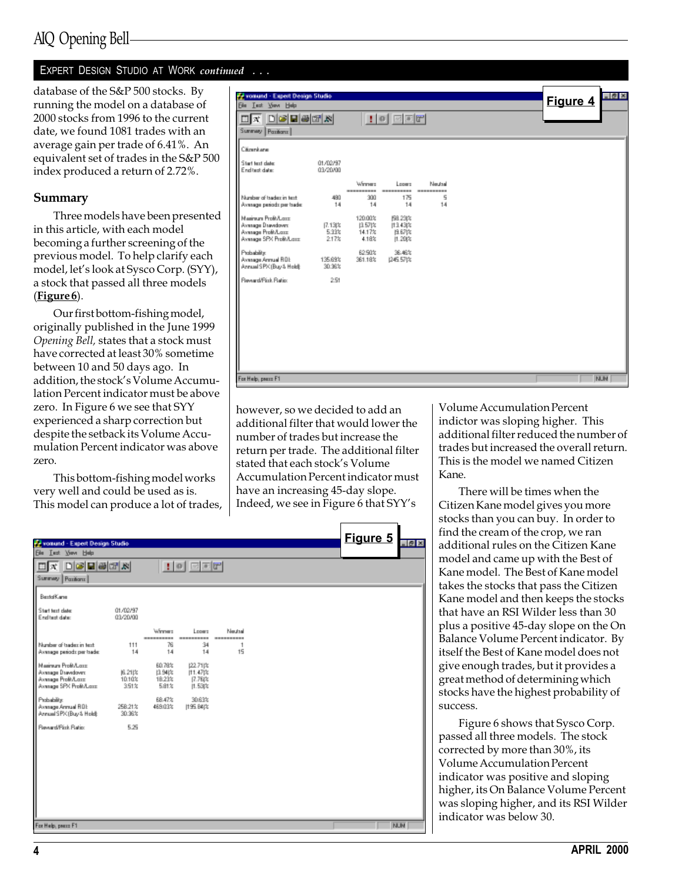## EXPERT DESIGN STUDIO AT WORK *continued* . . .

database of the S&P 500 stocks. By running the model on a database of 2000 stocks from 1996 to the current date, we found 1081 trades with an average gain per trade of 6.41%. An equivalent set of trades in the S&P 500 index produced a return of 2.72%.

### Summary

Three models have been presented in this article, with each model becoming a further screening of the previous model. To help clarify each model, let's look at Sysco Corp. (SYY), a stock that passed all three models (**Figure 6**).

Our first bottom-fishing model, originally published in the June 1999 *Opening Bell,* states that a stock must have corrected at least 30% sometime between 10 and 50 days ago. In addition, the stock's Volume Accumulation Percent indicator must be above zero. In Figure 6 we see that SYY experienced a sharp correction but despite the setback its Volume Accumulation Percent indicator was above zero.

This bottom-fishing model works very well and could be used as is. This model can produce a lot of trades, however, so we decided to add an additional filter that would lower the number of trades but increase the return per trade. The additional filter stated that each stock's Volume Accumulation Percent indicator must have an increasing 45-day slope. Indeed, we see in Figure 6 that SYY's Volume Accumulation Percent indictor was sloping higher. This additional filter reduced the number of trades but increased the overall return. This is the model we named Citizen Kane.

There will be times when the Citizen Kane model gives you more stocks than you can buy. In order to find the cream of the crop, we ran additional rules on the Citizen Kane model and came up with the Best of Kane model. The Best of Kane model takes the stocks that pass the Citizen Kane model and then keeps the stocks that have an RSI Wilder less than 30 plus a positive 45-day slope on the On Balance Volume Percent indicator. By itself the Best of Kane model does not give enough trades, but it provides a great method of determining which stocks have the highest probability of success.

Figure 6 shows that Sysco Corp. passed all three models. The stock corrected by more than 30%, its Volume Accumulation Percent indicator was positive and sloping higher, its On Balance Volume Percent was sloping higher, and its RSI Wilder indicator was below 30.

**Figure 4**

Citizenkane

Start test date: 01/02/97
End test date: 03/20/00

| | | Winners | Losers | Neutral |
|---|---|---|---|---|
| Number of trades in test: | 480 | 300 | 175 | 5 |
| Average periods per trade: | 14 | 14 | 14 | 14 |
| Maximum Profit/Loss: | | 120.00% | (58.23)% | |
| Average Drawdown: | (7.13)% | (3.57)% | (13.43)% | |
| Average Profit/Loss: | 5.33% | 14.17% | (9.67)% | |
| Average SPX Profit/Loss: | 2.17% | 4.18% | (1.20)% | |
| Probability: | | 62.50% | 36.46% | |
| Average Annual ROI: | 135.69% | 361.18% | (245.57)% | |
| Annual SPX (Buy & Hold): | 30.36% | | | |
| Reward/Risk Ratio: | 2.51 | | | |

**Figure 5**

BestofKane

Start test date: 01/02/97
End test date: 03/20/00

| | | Winners | Losers | Neutral |
|---|---|---|---|---|
| Number of trades in test: | 111 | 76 | 34 | 1 |
| Average periods per trade: | 14 | 14 | 14 | 15 |
| Maximum Profit/Loss: | | 60.78% | (22.71)% | |
| Average Drawdown: | (6.21)% | (3.94)% | (11.47)% | |
| Average Profit/Loss: | 10.10% | 18.23% | (7.76)% | |
| Average SPX Profit/Loss: | 3.51% | 5.81% | (1.53)% | |
| Probability: | | 68.47% | 30.63% | |
| Average Annual ROI: | 258.21% | 469.03% | (195.84)% | |
| Annual SPX (Buy & Hold): | 30.36% | | | |
| Reward/Risk Ratio: | 5.25 | | | |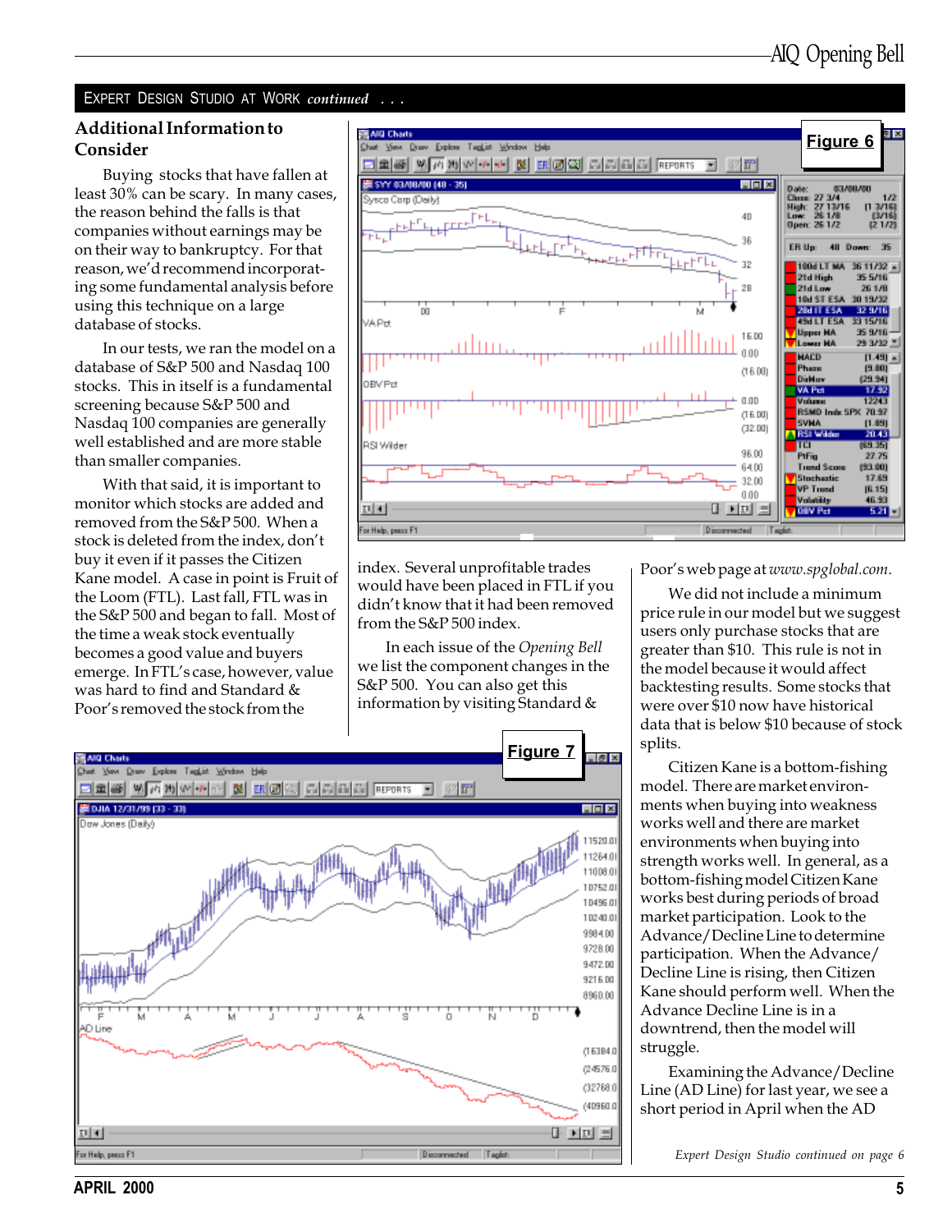## EXPERT DESIGN STUDIO AT WORK *continued . . .*

### Additional Information to Consider

Buying stocks that have fallen at least 30% can be scary. In many cases, the reason behind the falls is that companies without earnings may be on their way to bankruptcy. For that reason, we'd recommend incorporating some fundamental analysis before using this technique on a large database of stocks.

In our tests, we ran the model on a database of S&P 500 and Nasdaq 100 stocks. This in itself is a fundamental screening because S&P 500 and Nasdaq 100 companies are generally well established and are more stable than smaller companies.

With that said, it is important to monitor which stocks are added and removed from the S&P 500. When a stock is deleted from the index, don't buy it even if it passes the Citizen Kane model. A case in point is Fruit of the Loom (FTL). Last fall, FTL was in the S&P 500 and began to fall. Most of the time a weak stock eventually becomes a good value and buyers emerge. In FTL's case, however, value was hard to find and Standard & Poor's removed the stock from the index. Several unprofitable trades would have been placed in FTL if you didn't know that it had been removed from the S&P 500 index.

In each issue of the *Opening Bell* we list the component changes in the S&P 500. You can also get this information by visiting Standard & Poor's web page at *www.spglobal.com*.

We did not include a minimum price rule in our model but we suggest users only purchase stocks that are greater than $10. This rule is not in the model because it would affect backtesting results. Some stocks that were over $10 now have historical data that is below $10 because of stock splits.

Citizen Kane is a bottom-fishing model. There are market environments when buying into weakness works well and there are market environments when buying into strength works well. In general, as a bottom-fishing model Citizen Kane works best during periods of broad market participation. Look to the Advance/Decline Line to determine participation. When the Advance/Decline Line is rising, then Citizen Kane should perform well. When the Advance Decline Line is in a downtrend, then the model will struggle.

Examining the Advance/Decline Line (AD Line) for last year, we see a short period in April when the AD

**Figure 6**

**Figure 7**

*Expert Design Studio continued on page 6*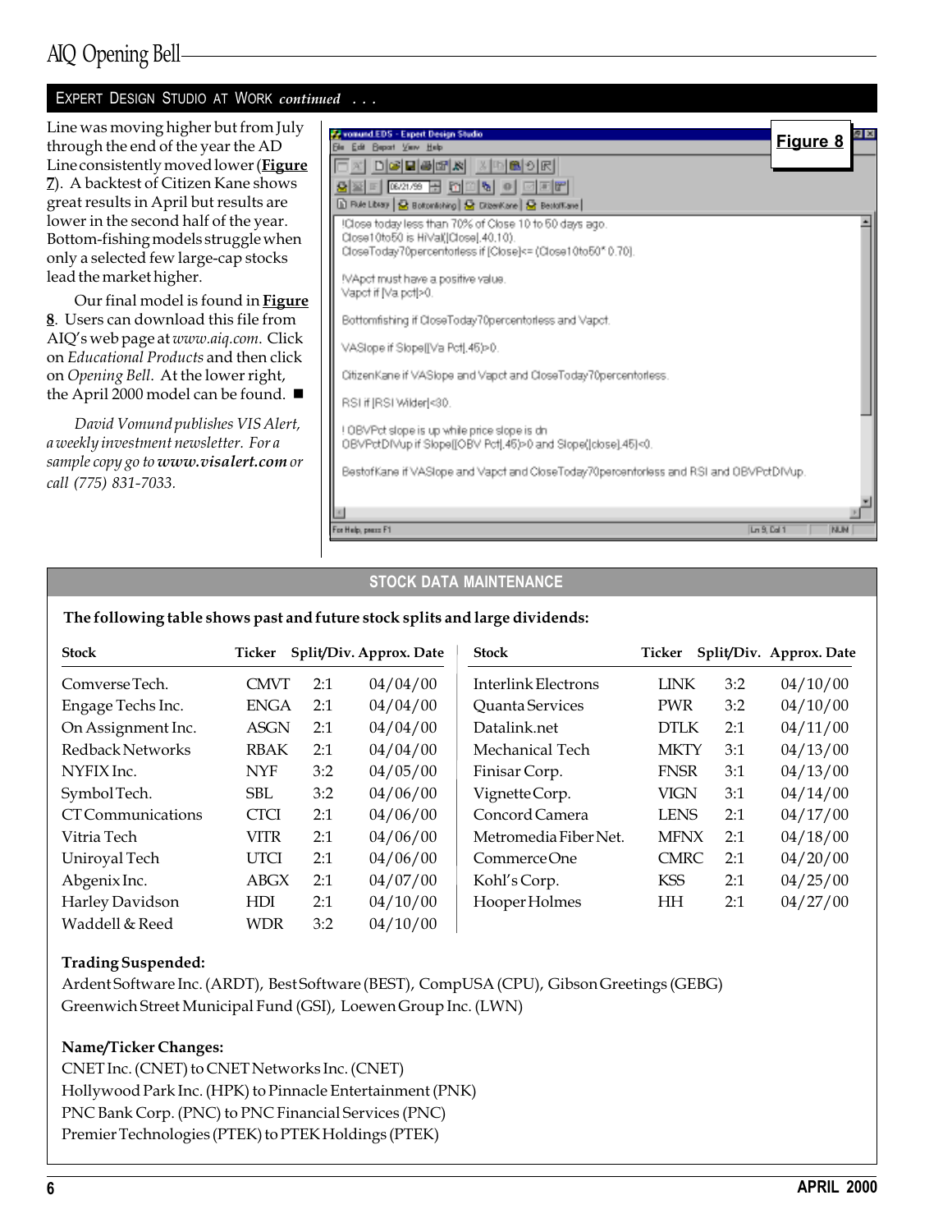## EXPERT DESIGN STUDIO AT WORK *continued . . .*

Line was moving higher but from July through the end of the year the AD Line consistently moved lower (**Figure 7**). A backtest of Citizen Kane shows great results in April but results are lower in the second half of the year. Bottom-fishing models struggle when only a selected few large-cap stocks lead the market higher.

Our final model is found in **Figure 8**. Users can download this file from AIQ's web page at *www.aiq.com*. Click on *Educational Products* and then click on *Opening Bell*. At the lower right, the April 2000 model can be found. ■

*David Vomund publishes VIS Alert, a weekly investment newsletter. For a sample copy go to **www.visalert.com** or call (775) 831-7033.*

**Figure 8**

```
!Close today less than 70% of Close 10 to 50 days ago.
Close10to50 is HiVal([Close],40,10).
CloseToday70percentorless if [Close]<= (Close10to50* 0.70).

!VApct must have a positive value.
Vapct if [Va pct]>0.

Bottomfishing if CloseToday70percentorless and Vapct.

VASlope if Slope([Va Pct],45)>0.

CitizenKane if VASlope and Vapct and CloseToday70percentorless.

RSI if [RSI Wilder]<30.

! OBVPct slope is up while price slope is dn
OBVPctDIVup if Slope([OBV Pct],45)>0 and Slope([close],45)<0.

BestofKane if VASlope and Vapct and CloseToday70percentorless and RSI and OBVPctDIVup.
```

## STOCK DATA MAINTENANCE

**The following table shows past and future stock splits and large dividends:**

| Stock | Ticker | Split/Div. | Approx. Date |
|---|---|---|---|
| Comverse Tech. | CMVT | 2:1 | 04/04/00 |
| Engage Techs Inc. | ENGA | 2:1 | 04/04/00 |
| On Assignment Inc. | ASGN | 2:1 | 04/04/00 |
| Redback Networks | RBAK | 2:1 | 04/04/00 |
| NYFIX Inc. | NYF | 3:2 | 04/05/00 |
| Symbol Tech. | SBL | 3:2 | 04/06/00 |
| CT Communications | CTCI | 2:1 | 04/06/00 |
| Vitria Tech | VITR | 2:1 | 04/06/00 |
| Uniroyal Tech | UTCI | 2:1 | 04/06/00 |
| Abgenix Inc. | ABGX | 2:1 | 04/07/00 |
| Harley Davidson | HDI | 2:1 | 04/10/00 |
| Waddell & Reed | WDR | 3:2 | 04/10/00 |
| Interlink Electrons | LINK | 3:2 | 04/10/00 |
| Quanta Services | PWR | 3:2 | 04/10/00 |
| Datalink.net | DTLK | 2:1 | 04/11/00 |
| Mechanical Tech | MKTY | 3:1 | 04/13/00 |
| Finisar Corp. | FNSR | 3:1 | 04/13/00 |
| Vignette Corp. | VIGN | 3:1 | 04/14/00 |
| Concord Camera | LENS | 2:1 | 04/17/00 |
| Metromedia Fiber Net. | MFNX | 2:1 | 04/18/00 |
| Commerce One | CMRC | 2:1 | 04/20/00 |
| Kohl's Corp. | KSS | 2:1 | 04/25/00 |
| Hooper Holmes | HH | 2:1 | 04/27/00 |

**Trading Suspended:**

Ardent Software Inc. (ARDT), Best Software (BEST), CompUSA (CPU), Gibson Greetings (GEBG)
Greenwich Street Municipal Fund (GSI), Loewen Group Inc. (LWN)

**Name/Ticker Changes:**

CNET Inc. (CNET) to CNET Networks Inc. (CNET)
Hollywood Park Inc. (HPK) to Pinnacle Entertainment (PNK)
PNC Bank Corp. (PNC) to PNC Financial Services (PNC)
Premier Technologies (PTEK) to PTEK Holdings (PTEK)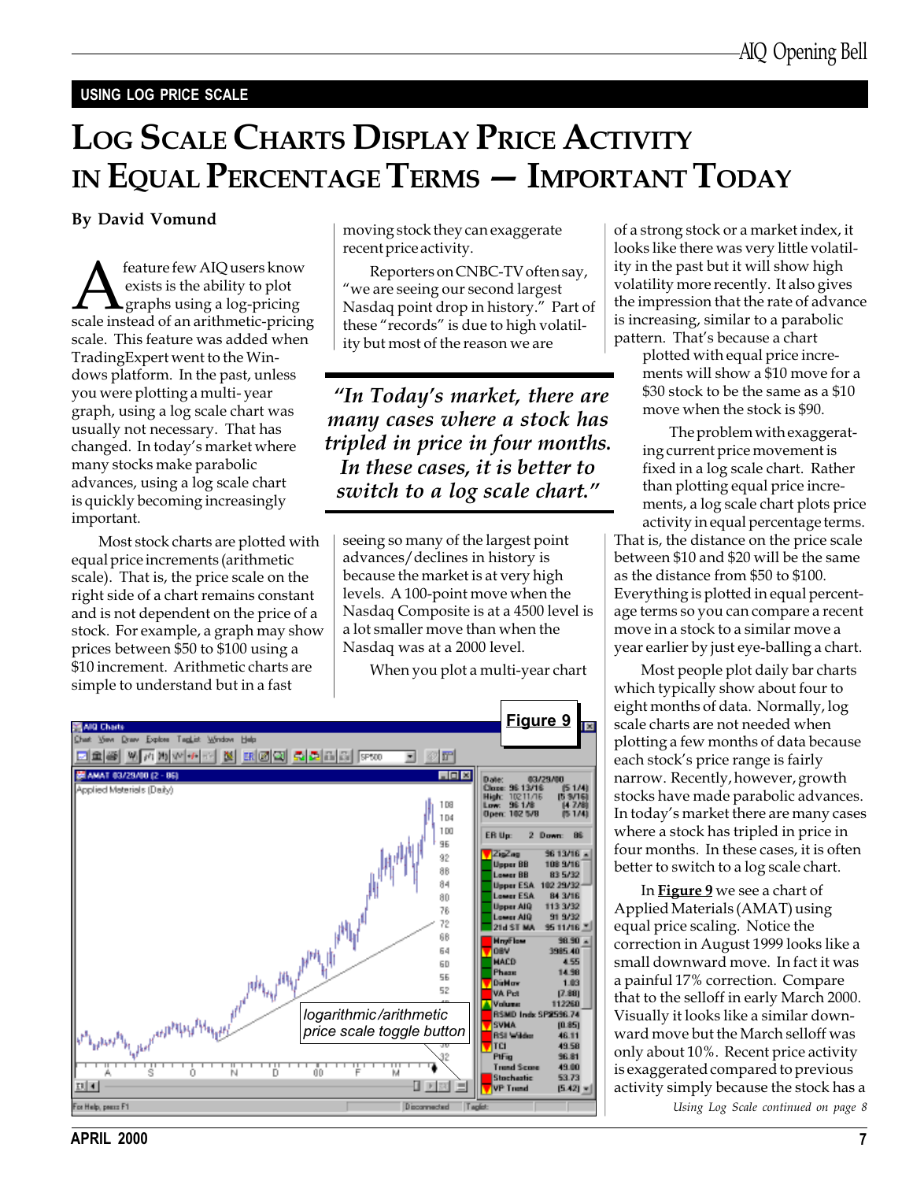USING LOG PRICE SCALE

# Log Scale Charts Display Price Activity in Equal Percentage Terms — Important Today

**By David Vomund**

A feature few AIQ users know exists is the ability to plot graphs using a log-pricing scale instead of an arithmetic-pricing scale. This feature was added when TradingExpert went to the Windows platform. In the past, unless you were plotting a multi- year graph, using a log scale chart was usually not necessary. That has changed. In today's market where many stocks make parabolic advances, using a log scale chart is quickly becoming increasingly important.

Most stock charts are plotted with equal price increments (arithmetic scale). That is, the price scale on the right side of a chart remains constant and is not dependent on the price of a stock. For example, a graph may show prices between $50 to $100 using a $10 increment. Arithmetic charts are simple to understand but in a fast moving stock they can exaggerate recent price activity.

Reporters on CNBC-TV often say, "we are seeing our second largest Nasdaq point drop in history." Part of these "records" is due to high volatility but most of the reason we are seeing so many of the largest point advances/declines in history is because the market is at very high levels. A 100-point move when the Nasdaq Composite is at a 4500 level is a lot smaller move than when the Nasdaq was at a 2000 level.

> *"In Today's market, there are many cases where a stock has tripled in price in four months. In these cases, it is better to switch to a log scale chart."*

When you plot a multi-year chart of a strong stock or a market index, it looks like there was very little volatility in the past but it will show high volatility more recently. It also gives the impression that the rate of advance is increasing, similar to a parabolic pattern. That's because a chart plotted with equal price increments will show a $10 move for a $30 stock to be the same as a $10 move when the stock is $90.

The problem with exaggerating current price movement is fixed in a log scale chart. Rather than plotting equal price increments, a log scale chart plots price activity in equal percentage terms. That is, the distance on the price scale between $10 and $20 will be the same as the distance from $50 to $100. Everything is plotted in equal percentage terms so you can compare a recent move in a stock to a similar move a year earlier by just eye-balling a chart.

Most people plot daily bar charts which typically show about four to eight months of data. Normally, log scale charts are not needed when plotting a few months of data because each stock's price range is fairly narrow. Recently, however, growth stocks have made parabolic advances. In today's market there are many cases where a stock has tripled in price in four months. In these cases, it is often better to switch to a log scale chart.

In **Figure 9** we see a chart of Applied Materials (AMAT) using equal price scaling. Notice the correction in August 1999 looks like a small downward move. In fact it was a painful 17% correction. Compare that to the selloff in early March 2000. Visually it looks like a similar downward move but the March selloff was only about 10%. Recent price activity is exaggerated compared to previous activity simply because the stock has a

*Using Log Scale continued on page 8*

**Figure 9**

logarithmic/arithmetic price scale toggle button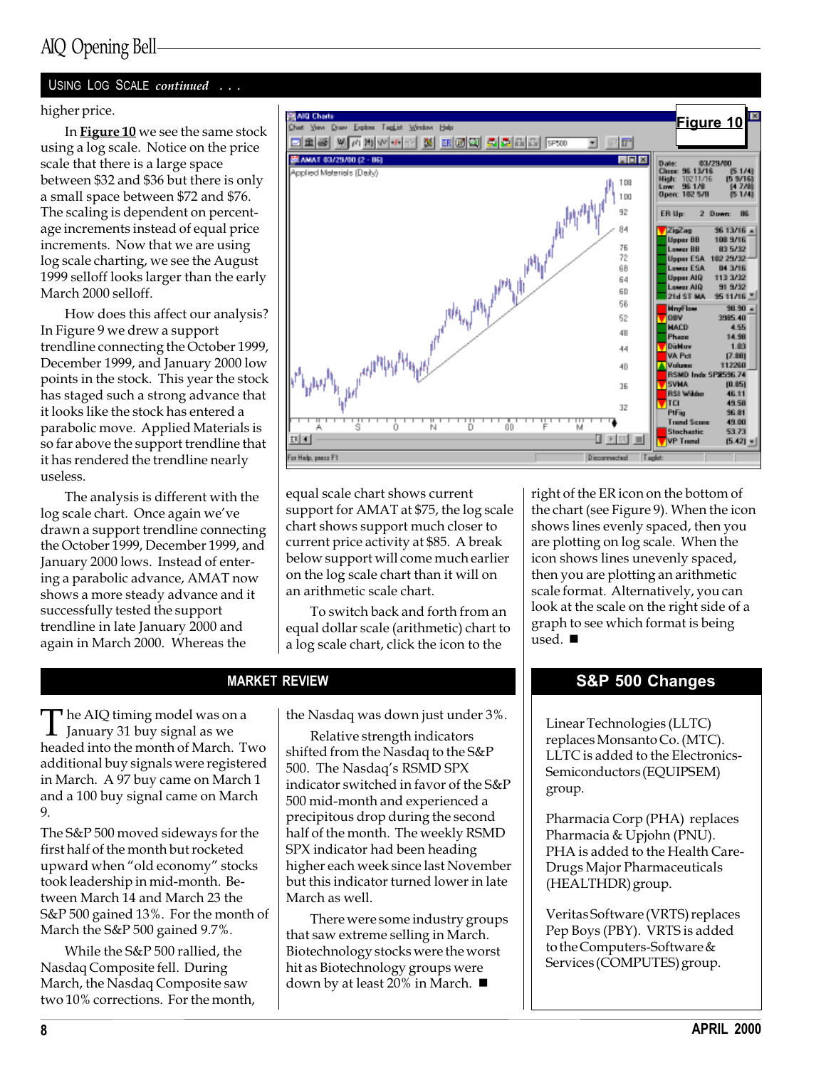## USING LOG SCALE *continued* . . .

higher price.

In **Figure 10** we see the same stock using a log scale. Notice on the price scale that there is a large space between $32 and $36 but there is only a small space between $72 and $76. The scaling is dependent on percentage increments instead of equal price increments. Now that we are using log scale charting, we see the August 1999 selloff looks larger than the early March 2000 selloff.

How does this affect our analysis? In Figure 9 we drew a support trendline connecting the October 1999, December 1999, and January 2000 low points in the stock. This year the stock has staged such a strong advance that it looks like the stock has entered a parabolic move. Applied Materials is so far above the support trendline that it has rendered the trendline nearly useless.

The analysis is different with the log scale chart. Once again we've drawn a support trendline connecting the October 1999, December 1999, and January 2000 lows. Instead of entering a parabolic advance, AMAT now shows a more steady advance and it successfully tested the support trendline in late January 2000 and again in March 2000. Whereas the equal scale chart shows current support for AMAT at $75, the log scale chart shows support much closer to current price activity at $85. A break below support will come much earlier on the log scale chart than it will on an arithmetic scale chart.

To switch back and forth from an equal dollar scale (arithmetic) chart to a log scale chart, click the icon to the right of the ER icon on the bottom of the chart (see Figure 9). When the icon shows lines evenly spaced, then you are plotting on log scale. When the icon shows lines unevenly spaced, then you are plotting an arithmetic scale format. Alternatively, you can look at the scale on the right side of a graph to see which format is being used. ■

**Figure 10**

## MARKET REVIEW

The AIQ timing model was on a January 31 buy signal as we headed into the month of March. Two additional buy signals were registered in March. A 97 buy came on March 1 and a 100 buy signal came on March 9.

The S&P 500 moved sideways for the first half of the month but rocketed upward when "old economy" stocks took leadership in mid-month. Between March 14 and March 23 the S&P 500 gained 13%. For the month of March the S&P 500 gained 9.7%.

While the S&P 500 rallied, the Nasdaq Composite fell. During March, the Nasdaq Composite saw two 10% corrections. For the month, the Nasdaq was down just under 3%.

Relative strength indicators shifted from the Nasdaq to the S&P 500. The Nasdaq's RSMD SPX indicator switched in favor of the S&P 500 mid-month and experienced a precipitous drop during the second half of the month. The weekly RSMD SPX indicator had been heading higher each week since last November but this indicator turned lower in late March as well.

There were some industry groups that saw extreme selling in March. Biotechnology stocks were the worst hit as Biotechnology groups were down by at least 20% in March. ■

## S&P 500 Changes

Linear Technologies (LLTC) replaces Monsanto Co. (MTC). LLTC is added to the Electronics-Semiconductors (EQUIPSEM) group.

Pharmacia Corp (PHA) replaces Pharmacia & Upjohn (PNU). PHA is added to the Health Care-Drugs Major Pharmaceuticals (HEALTHDR) group.

Veritas Software (VRTS) replaces Pep Boys (PBY). VRTS is added to the Computers-Software & Services (COMPUTES) group.